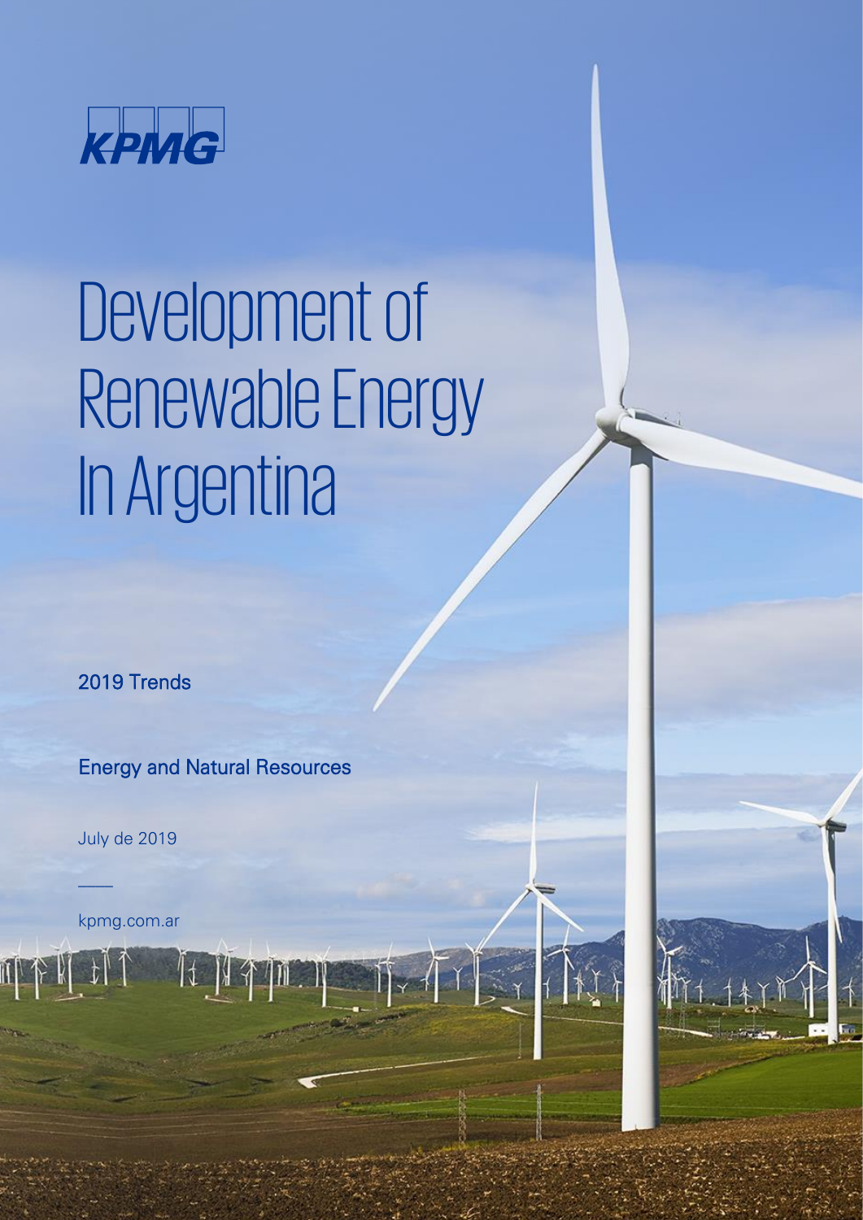KPMG

# Development of Renewable Energy In Argentina

2019 Trends

Energy and Natural Resources

July de 2019

kpmg.com.ar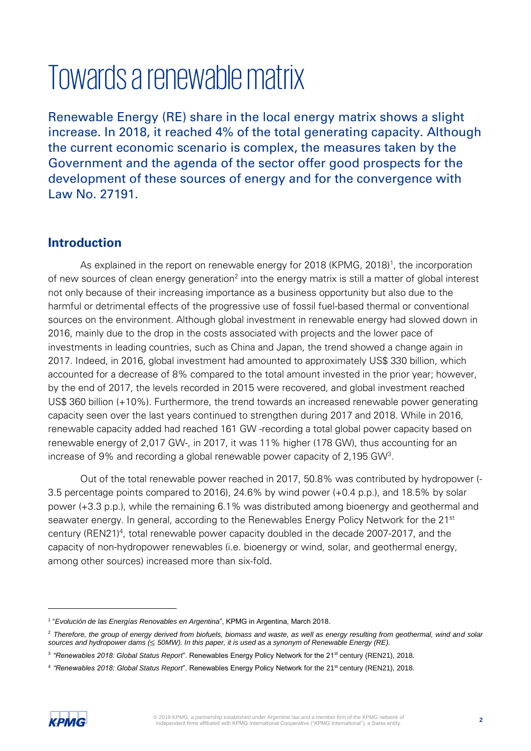# Towards a renewable matrix

Renewable Energy (RE) share in the local energy matrix shows a slight increase. In 2018, it reached 4% of the total generating capacity. Although the current economic scenario is complex, the measures taken by the Government and the agenda of the sector offer good prospects for the development of these sources of energy and for the convergence with Law No. 27191.

## Introduction

As explained in the report on renewable energy for 2018 (KPMG, 2018)[1], the incorporation of new sources of clean energy generation[2] into the energy matrix is still a matter of global interest not only because of their increasing importance as a business opportunity but also due to the harmful or detrimental effects of the progressive use of fossil fuel-based thermal or conventional sources on the environment. Although global investment in renewable energy had slowed down in 2016, mainly due to the drop in the costs associated with projects and the lower pace of investments in leading countries, such as China and Japan, the trend showed a change again in 2017. Indeed, in 2016, global investment had amounted to approximately US$ 330 billion, which accounted for a decrease of 8% compared to the total amount invested in the prior year; however, by the end of 2017, the levels recorded in 2015 were recovered, and global investment reached US$ 360 billion (+10%). Furthermore, the trend towards an increased renewable power generating capacity seen over the last years continued to strengthen during 2017 and 2018. While in 2016, renewable capacity added had reached 161 GW -recording a total global power capacity based on renewable energy of 2,017 GW-, in 2017, it was 11% higher (178 GW), thus accounting for an increase of 9% and recording a global renewable power capacity of 2,195 GW[3].

Out of the total renewable power reached in 2017, 50.8% was contributed by hydropower (-3.5 percentage points compared to 2016), 24.6% by wind power (+0.4 p.p.), and 18.5% by solar power (+3.3 p.p.), while the remaining 6.1% was distributed among bioenergy and geothermal and seawater energy. In general, according to the Renewables Energy Policy Network for the 21st century (REN21)[4], total renewable power capacity doubled in the decade 2007-2017, and the capacity of non-hydropower renewables (i.e. bioenergy or wind, solar, and geothermal energy, among other sources) increased more than six-fold.

---

[1] "*Evolución de las Energías Renovables en Argentina*", KPMG in Argentina, March 2018.

[2] *Therefore, the group of energy derived from biofuels, biomass and waste, as well as energy resulting from geothermal, wind and solar sources and hydropower dams (≤ 50MW). In this paper, it is used as a synonym of Renewable Energy (RE).*

[3] *"Renewables 2018: Global Status Report*". Renewables Energy Policy Network for the 21st century (REN21), 2018.

[4] *"Renewables 2018: Global Status Report*". Renewables Energy Policy Network for the 21st century (REN21), 2018.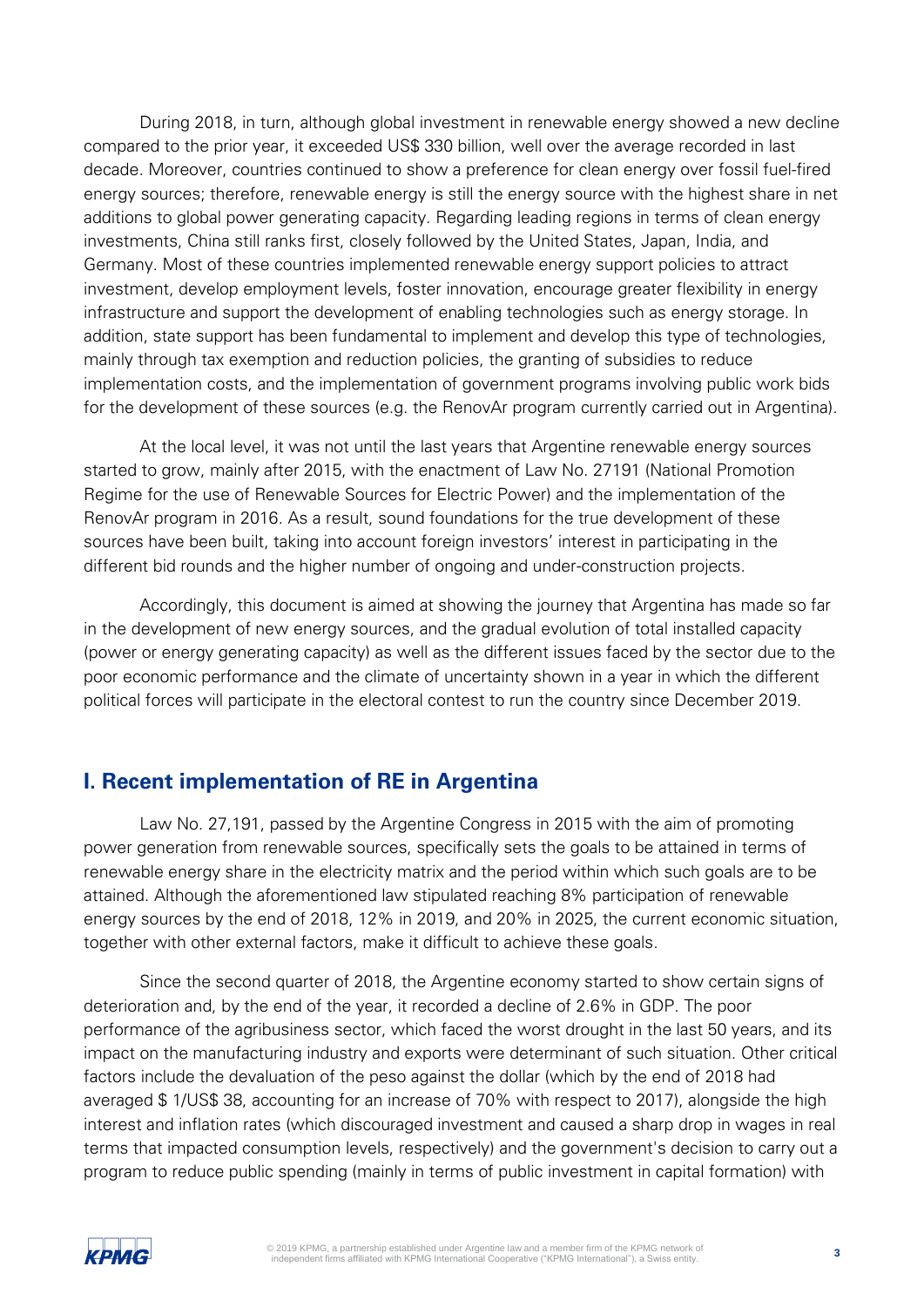During 2018, in turn, although global investment in renewable energy showed a new decline compared to the prior year, it exceeded US$ 330 billion, well over the average recorded in last decade. Moreover, countries continued to show a preference for clean energy over fossil fuel-fired energy sources; therefore, renewable energy is still the energy source with the highest share in net additions to global power generating capacity. Regarding leading regions in terms of clean energy investments, China still ranks first, closely followed by the United States, Japan, India, and Germany. Most of these countries implemented renewable energy support policies to attract investment, develop employment levels, foster innovation, encourage greater flexibility in energy infrastructure and support the development of enabling technologies such as energy storage. In addition, state support has been fundamental to implement and develop this type of technologies, mainly through tax exemption and reduction policies, the granting of subsidies to reduce implementation costs, and the implementation of government programs involving public work bids for the development of these sources (e.g. the RenovAr program currently carried out in Argentina).

At the local level, it was not until the last years that Argentine renewable energy sources started to grow, mainly after 2015, with the enactment of Law No. 27191 (National Promotion Regime for the use of Renewable Sources for Electric Power) and the implementation of the RenovAr program in 2016. As a result, sound foundations for the true development of these sources have been built, taking into account foreign investors' interest in participating in the different bid rounds and the higher number of ongoing and under-construction projects.

Accordingly, this document is aimed at showing the journey that Argentina has made so far in the development of new energy sources, and the gradual evolution of total installed capacity (power or energy generating capacity) as well as the different issues faced by the sector due to the poor economic performance and the climate of uncertainty shown in a year in which the different political forces will participate in the electoral contest to run the country since December 2019.

## I. Recent implementation of RE in Argentina

Law No. 27,191, passed by the Argentine Congress in 2015 with the aim of promoting power generation from renewable sources, specifically sets the goals to be attained in terms of renewable energy share in the electricity matrix and the period within which such goals are to be attained. Although the aforementioned law stipulated reaching 8% participation of renewable energy sources by the end of 2018, 12% in 2019, and 20% in 2025, the current economic situation, together with other external factors, make it difficult to achieve these goals.

Since the second quarter of 2018, the Argentine economy started to show certain signs of deterioration and, by the end of the year, it recorded a decline of 2.6% in GDP. The poor performance of the agribusiness sector, which faced the worst drought in the last 50 years, and its impact on the manufacturing industry and exports were determinant of such situation. Other critical factors include the devaluation of the peso against the dollar (which by the end of 2018 had averaged $ 1/US$ 38, accounting for an increase of 70% with respect to 2017), alongside the high interest and inflation rates (which discouraged investment and caused a sharp drop in wages in real terms that impacted consumption levels, respectively) and the government's decision to carry out a program to reduce public spending (mainly in terms of public investment in capital formation) with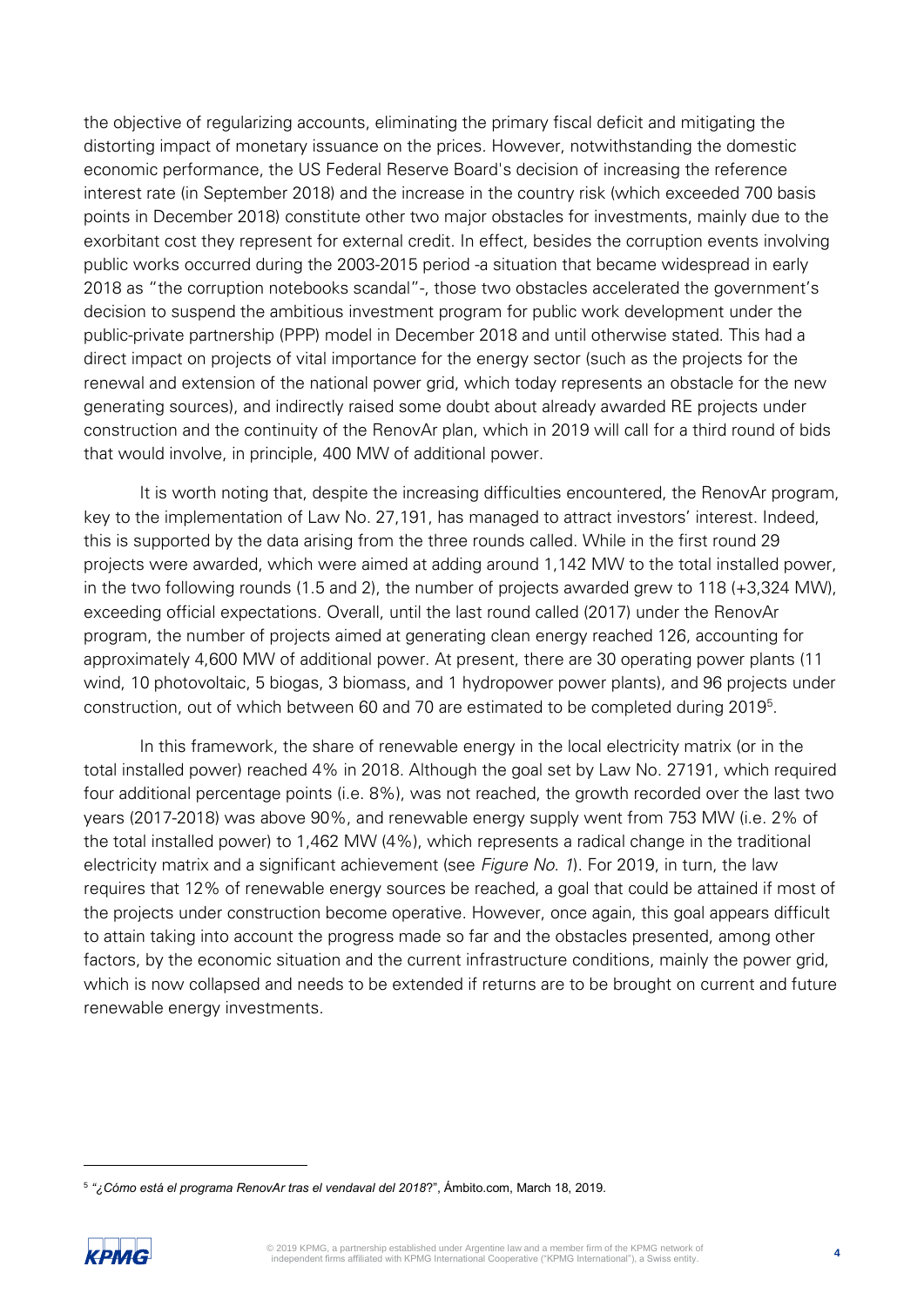the objective of regularizing accounts, eliminating the primary fiscal deficit and mitigating the distorting impact of monetary issuance on the prices. However, notwithstanding the domestic economic performance, the US Federal Reserve Board's decision of increasing the reference interest rate (in September 2018) and the increase in the country risk (which exceeded 700 basis points in December 2018) constitute other two major obstacles for investments, mainly due to the exorbitant cost they represent for external credit. In effect, besides the corruption events involving public works occurred during the 2003-2015 period -a situation that became widespread in early 2018 as "the corruption notebooks scandal"-, those two obstacles accelerated the government's decision to suspend the ambitious investment program for public work development under the public-private partnership (PPP) model in December 2018 and until otherwise stated. This had a direct impact on projects of vital importance for the energy sector (such as the projects for the renewal and extension of the national power grid, which today represents an obstacle for the new generating sources), and indirectly raised some doubt about already awarded RE projects under construction and the continuity of the RenovAr plan, which in 2019 will call for a third round of bids that would involve, in principle, 400 MW of additional power.

It is worth noting that, despite the increasing difficulties encountered, the RenovAr program, key to the implementation of Law No. 27,191, has managed to attract investors' interest. Indeed, this is supported by the data arising from the three rounds called. While in the first round 29 projects were awarded, which were aimed at adding around 1,142 MW to the total installed power, in the two following rounds (1.5 and 2), the number of projects awarded grew to 118 (+3,324 MW), exceeding official expectations. Overall, until the last round called (2017) under the RenovAr program, the number of projects aimed at generating clean energy reached 126, accounting for approximately 4,600 MW of additional power. At present, there are 30 operating power plants (11 wind, 10 photovoltaic, 5 biogas, 3 biomass, and 1 hydropower power plants), and 96 projects under construction, out of which between 60 and 70 are estimated to be completed during 2019[5].

In this framework, the share of renewable energy in the local electricity matrix (or in the total installed power) reached 4% in 2018. Although the goal set by Law No. 27191, which required four additional percentage points (i.e. 8%), was not reached, the growth recorded over the last two years (2017-2018) was above 90%, and renewable energy supply went from 753 MW (i.e. 2% of the total installed power) to 1,462 MW (4%), which represents a radical change in the traditional electricity matrix and a significant achievement (see *Figure No. 1*). For 2019, in turn, the law requires that 12% of renewable energy sources be reached, a goal that could be attained if most of the projects under construction become operative. However, once again, this goal appears difficult to attain taking into account the progress made so far and the obstacles presented, among other factors, by the economic situation and the current infrastructure conditions, mainly the power grid, which is now collapsed and needs to be extended if returns are to be brought on current and future renewable energy investments.

[5] *"¿Cómo está el programa RenovAr tras el vendaval del 2018*?", Ámbito.com, March 18, 2019.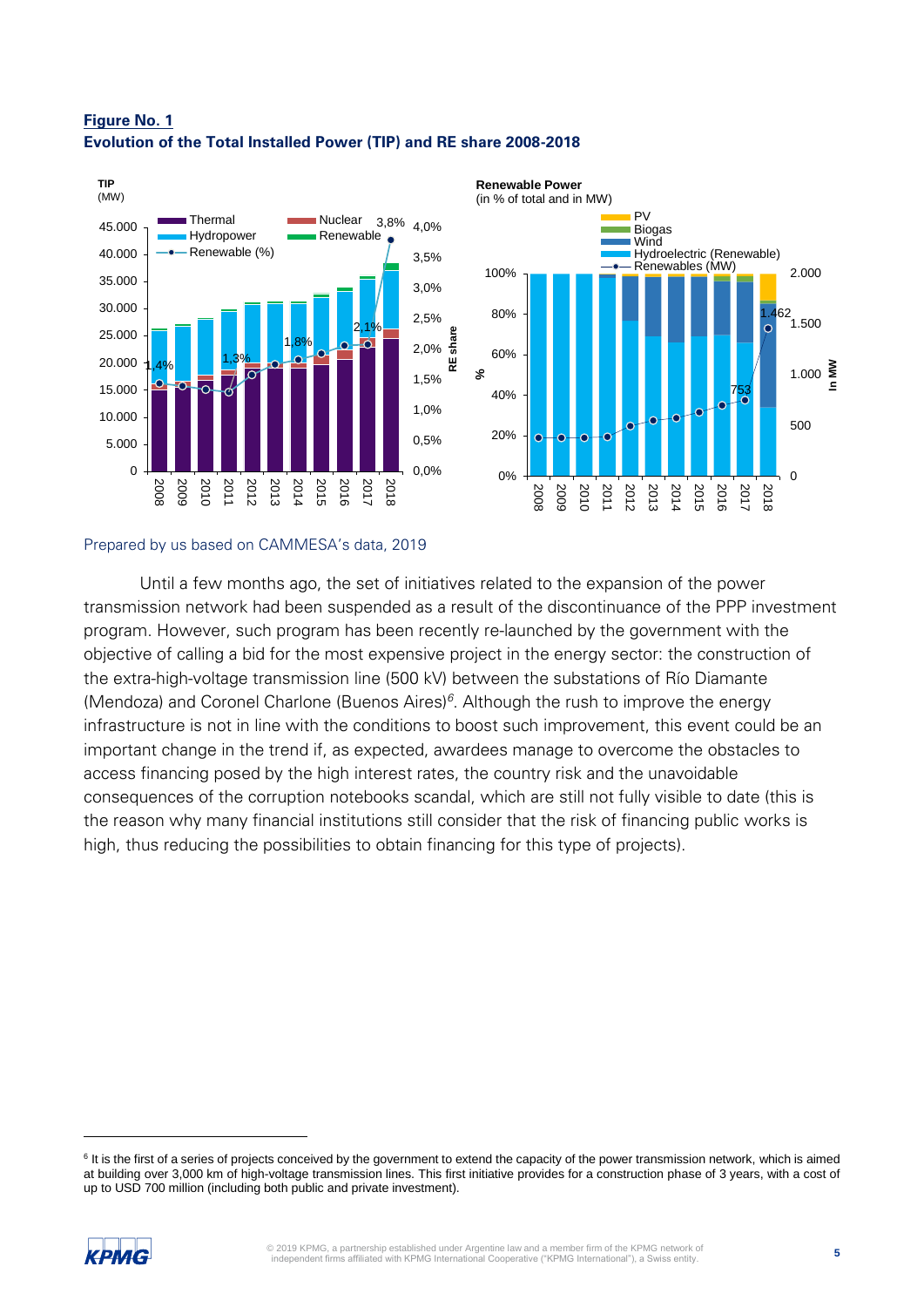**Figure No. 1**

**Evolution of the Total Installed Power (TIP) and RE share 2008-2018**

Prepared by us based on CAMMESA's data, 2019

Until a few months ago, the set of initiatives related to the expansion of the power transmission network had been suspended as a result of the discontinuance of the PPP investment program. However, such program has been recently re-launched by the government with the objective of calling a bid for the most expensive project in the energy sector: the construction of the extra-high-voltage transmission line (500 kV) between the substations of Río Diamante (Mendoza) and Coronel Charlone (Buenos Aires)[6]. Although the rush to improve the energy infrastructure is not in line with the conditions to boost such improvement, this event could be an important change in the trend if, as expected, awardees manage to overcome the obstacles to access financing posed by the high interest rates, the country risk and the unavoidable consequences of the corruption notebooks scandal, which are still not fully visible to date (this is the reason why many financial institutions still consider that the risk of financing public works is high, thus reducing the possibilities to obtain financing for this type of projects).

---

[6] It is the first of a series of projects conceived by the government to extend the capacity of the power transmission network, which is aimed at building over 3,000 km of high-voltage transmission lines. This first initiative provides for a construction phase of 3 years, with a cost of up to USD 700 million (including both public and private investment).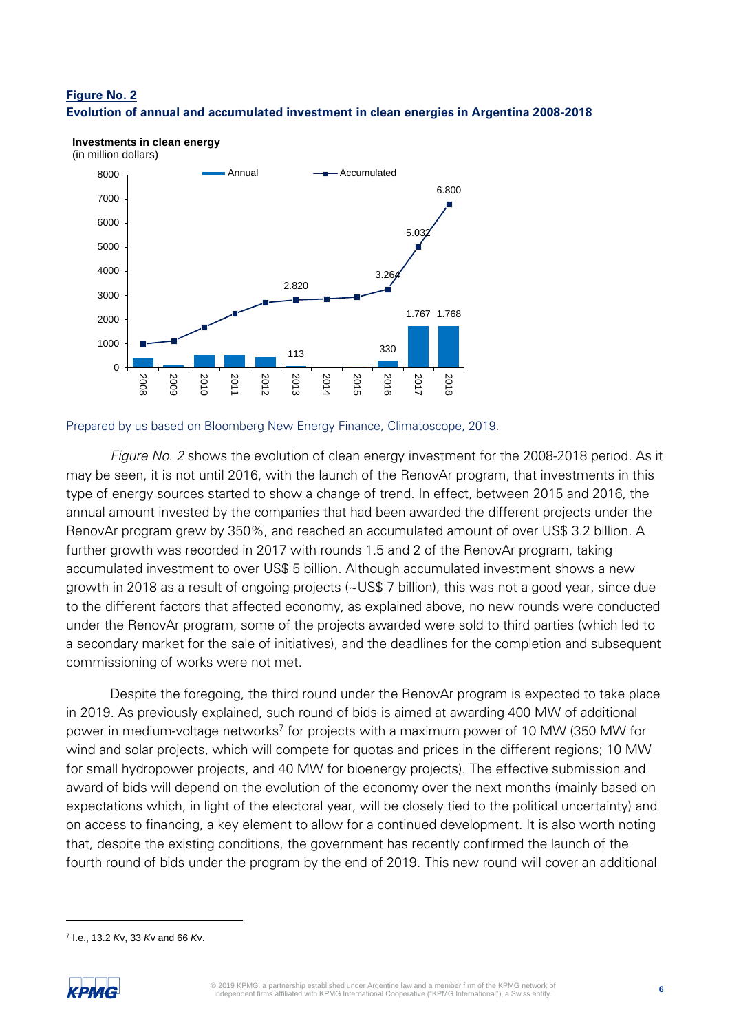**Figure No. 2**

**Evolution of annual and accumulated investment in clean energies in Argentina 2008-2018**

**Investments in clean energy**
(in million dollars)

Prepared by us based on Bloomberg New Energy Finance, Climatoscope, 2019.

*Figure No. 2* shows the evolution of clean energy investment for the 2008-2018 period. As it may be seen, it is not until 2016, with the launch of the RenovAr program, that investments in this type of energy sources started to show a change of trend. In effect, between 2015 and 2016, the annual amount invested by the companies that had been awarded the different projects under the RenovAr program grew by 350%, and reached an accumulated amount of over US$ 3.2 billion. A further growth was recorded in 2017 with rounds 1.5 and 2 of the RenovAr program, taking accumulated investment to over US$ 5 billion. Although accumulated investment shows a new growth in 2018 as a result of ongoing projects (~US$ 7 billion), this was not a good year, since due to the different factors that affected economy, as explained above, no new rounds were conducted under the RenovAr program, some of the projects awarded were sold to third parties (which led to a secondary market for the sale of initiatives), and the deadlines for the completion and subsequent commissioning of works were not met.

Despite the foregoing, the third round under the RenovAr program is expected to take place in 2019. As previously explained, such round of bids is aimed at awarding 400 MW of additional power in medium-voltage networks[7] for projects with a maximum power of 10 MW (350 MW for wind and solar projects, which will compete for quotas and prices in the different regions; 10 MW for small hydropower projects, and 40 MW for bioenergy projects). The effective submission and award of bids will depend on the evolution of the economy over the next months (mainly based on expectations which, in light of the electoral year, will be closely tied to the political uncertainty) and on access to financing, a key element to allow for a continued development. It is also worth noting that, despite the existing conditions, the government has recently confirmed the launch of the fourth round of bids under the program by the end of 2019. This new round will cover an additional

[7] I.e., 13.2 *Kv*, 33 *Kv* and 66 *Kv*.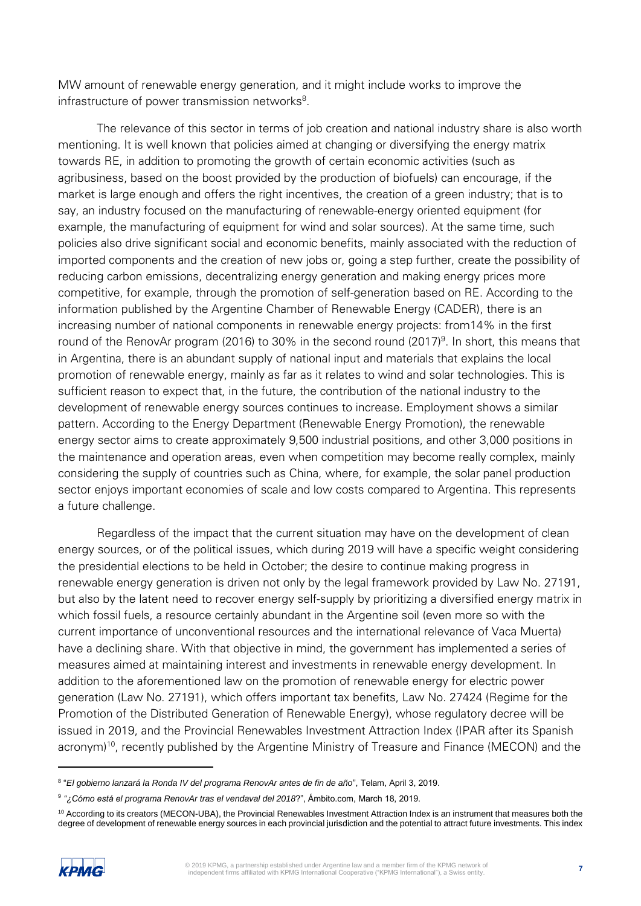MW amount of renewable energy generation, and it might include works to improve the infrastructure of power transmission networks[8].

The relevance of this sector in terms of job creation and national industry share is also worth mentioning. It is well known that policies aimed at changing or diversifying the energy matrix towards RE, in addition to promoting the growth of certain economic activities (such as agribusiness, based on the boost provided by the production of biofuels) can encourage, if the market is large enough and offers the right incentives, the creation of a green industry; that is to say, an industry focused on the manufacturing of renewable-energy oriented equipment (for example, the manufacturing of equipment for wind and solar sources). At the same time, such policies also drive significant social and economic benefits, mainly associated with the reduction of imported components and the creation of new jobs or, going a step further, create the possibility of reducing carbon emissions, decentralizing energy generation and making energy prices more competitive, for example, through the promotion of self-generation based on RE. According to the information published by the Argentine Chamber of Renewable Energy (CADER), there is an increasing number of national components in renewable energy projects: from14% in the first round of the RenovAr program (2016) to 30% in the second round (2017)[9]. In short, this means that in Argentina, there is an abundant supply of national input and materials that explains the local promotion of renewable energy, mainly as far as it relates to wind and solar technologies. This is sufficient reason to expect that, in the future, the contribution of the national industry to the development of renewable energy sources continues to increase. Employment shows a similar pattern. According to the Energy Department (Renewable Energy Promotion), the renewable energy sector aims to create approximately 9,500 industrial positions, and other 3,000 positions in the maintenance and operation areas, even when competition may become really complex, mainly considering the supply of countries such as China, where, for example, the solar panel production sector enjoys important economies of scale and low costs compared to Argentina. This represents a future challenge.

Regardless of the impact that the current situation may have on the development of clean energy sources, or of the political issues, which during 2019 will have a specific weight considering the presidential elections to be held in October; the desire to continue making progress in renewable energy generation is driven not only by the legal framework provided by Law No. 27191, but also by the latent need to recover energy self-supply by prioritizing a diversified energy matrix in which fossil fuels, a resource certainly abundant in the Argentine soil (even more so with the current importance of unconventional resources and the international relevance of Vaca Muerta) have a declining share. With that objective in mind, the government has implemented a series of measures aimed at maintaining interest and investments in renewable energy development. In addition to the aforementioned law on the promotion of renewable energy for electric power generation (Law No. 27191), which offers important tax benefits, Law No. 27424 (Regime for the Promotion of the Distributed Generation of Renewable Energy), whose regulatory decree will be issued in 2019, and the Provincial Renewables Investment Attraction Index (IPAR after its Spanish acronym)[10], recently published by the Argentine Ministry of Treasure and Finance (MECON) and the

---

[8] "*El gobierno lanzará la Ronda IV del programa RenovAr antes de fin de año*", Telam, April 3, 2019.

[9] *"¿Cómo está el programa RenovAr tras el vendaval del 2018*?", Ámbito.com, March 18, 2019.

[10] According to its creators (MECON-UBA), the Provincial Renewables Investment Attraction Index is an instrument that measures both the degree of development of renewable energy sources in each provincial jurisdiction and the potential to attract future investments. This index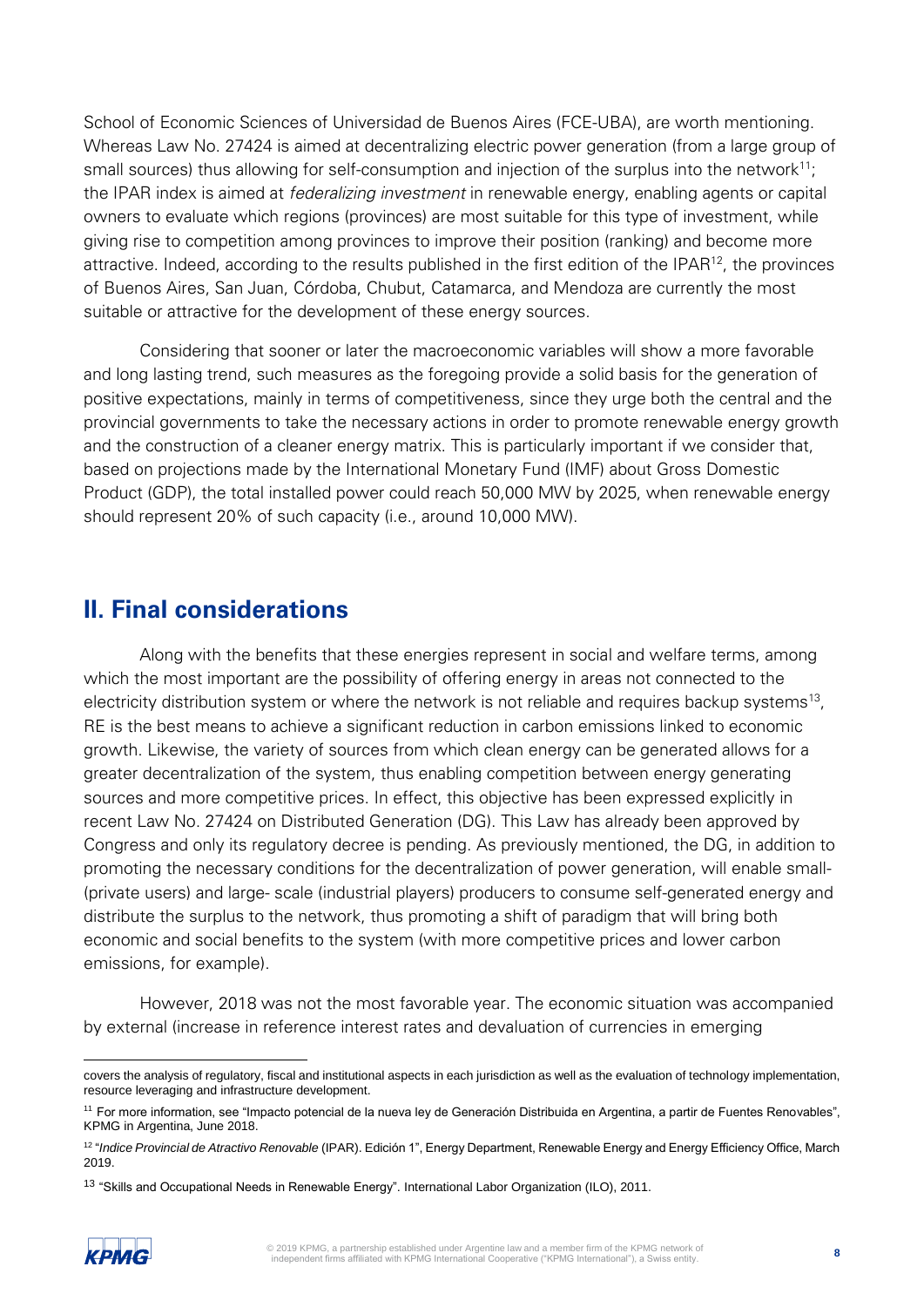School of Economic Sciences of Universidad de Buenos Aires (FCE-UBA), are worth mentioning. Whereas Law No. 27424 is aimed at decentralizing electric power generation (from a large group of small sources) thus allowing for self-consumption and injection of the surplus into the network[11]; the IPAR index is aimed at *federalizing investment* in renewable energy, enabling agents or capital owners to evaluate which regions (provinces) are most suitable for this type of investment, while giving rise to competition among provinces to improve their position (ranking) and become more attractive. Indeed, according to the results published in the first edition of the IPAR[12], the provinces of Buenos Aires, San Juan, Córdoba, Chubut, Catamarca, and Mendoza are currently the most suitable or attractive for the development of these energy sources.

Considering that sooner or later the macroeconomic variables will show a more favorable and long lasting trend, such measures as the foregoing provide a solid basis for the generation of positive expectations, mainly in terms of competitiveness, since they urge both the central and the provincial governments to take the necessary actions in order to promote renewable energy growth and the construction of a cleaner energy matrix. This is particularly important if we consider that, based on projections made by the International Monetary Fund (IMF) about Gross Domestic Product (GDP), the total installed power could reach 50,000 MW by 2025, when renewable energy should represent 20% of such capacity (i.e., around 10,000 MW).

## II. Final considerations

Along with the benefits that these energies represent in social and welfare terms, among which the most important are the possibility of offering energy in areas not connected to the electricity distribution system or where the network is not reliable and requires backup systems[13], RE is the best means to achieve a significant reduction in carbon emissions linked to economic growth. Likewise, the variety of sources from which clean energy can be generated allows for a greater decentralization of the system, thus enabling competition between energy generating sources and more competitive prices. In effect, this objective has been expressed explicitly in recent Law No. 27424 on Distributed Generation (DG). This Law has already been approved by Congress and only its regulatory decree is pending. As previously mentioned, the DG, in addition to promoting the necessary conditions for the decentralization of power generation, will enable small- (private users) and large- scale (industrial players) producers to consume self-generated energy and distribute the surplus to the network, thus promoting a shift of paradigm that will bring both economic and social benefits to the system (with more competitive prices and lower carbon emissions, for example).

However, 2018 was not the most favorable year. The economic situation was accompanied by external (increase in reference interest rates and devaluation of currencies in emerging

---

covers the analysis of regulatory, fiscal and institutional aspects in each jurisdiction as well as the evaluation of technology implementation, resource leveraging and infrastructure development.

[11] For more information, see "Impacto potencial de la nueva ley de Generación Distribuida en Argentina, a partir de Fuentes Renovables", KPMG in Argentina, June 2018.

[12] "*Indice Provincial de Atractivo Renovable* (IPAR). Edición 1", Energy Department, Renewable Energy and Energy Efficiency Office, March 2019.

[13] "Skills and Occupational Needs in Renewable Energy". International Labor Organization (ILO), 2011.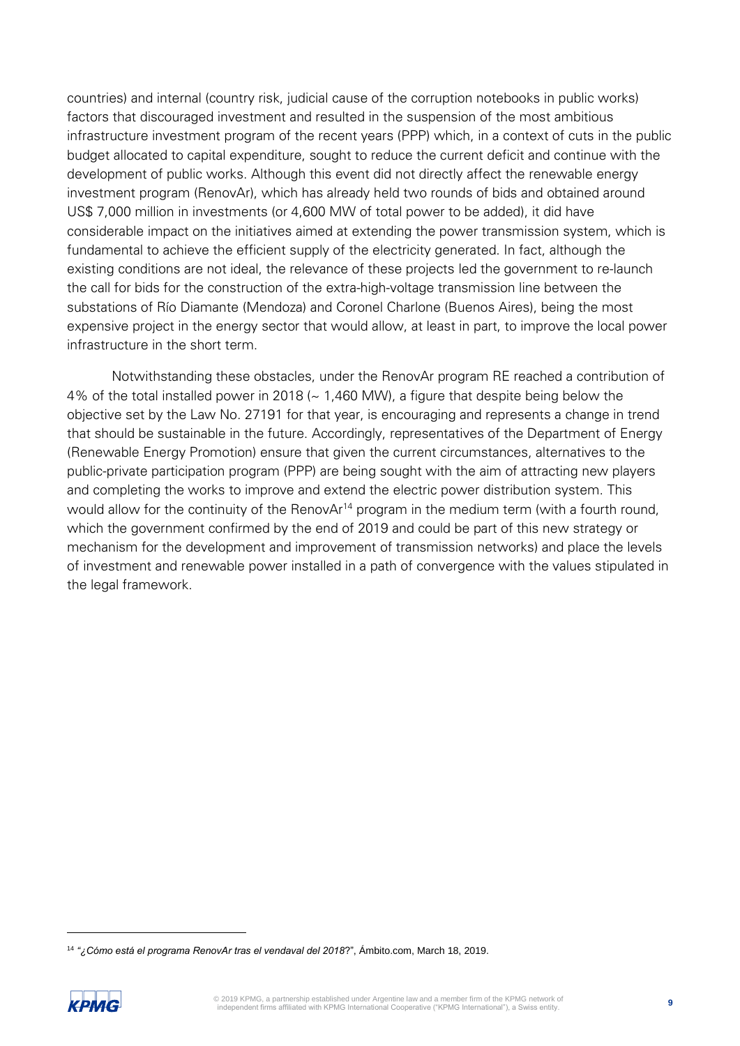countries) and internal (country risk, judicial cause of the corruption notebooks in public works) factors that discouraged investment and resulted in the suspension of the most ambitious infrastructure investment program of the recent years (PPP) which, in a context of cuts in the public budget allocated to capital expenditure, sought to reduce the current deficit and continue with the development of public works. Although this event did not directly affect the renewable energy investment program (RenovAr), which has already held two rounds of bids and obtained around US$ 7,000 million in investments (or 4,600 MW of total power to be added), it did have considerable impact on the initiatives aimed at extending the power transmission system, which is fundamental to achieve the efficient supply of the electricity generated. In fact, although the existing conditions are not ideal, the relevance of these projects led the government to re-launch the call for bids for the construction of the extra-high-voltage transmission line between the substations of Río Diamante (Mendoza) and Coronel Charlone (Buenos Aires), being the most expensive project in the energy sector that would allow, at least in part, to improve the local power infrastructure in the short term.

Notwithstanding these obstacles, under the RenovAr program RE reached a contribution of 4% of the total installed power in 2018 (~ 1,460 MW), a figure that despite being below the objective set by the Law No. 27191 for that year, is encouraging and represents a change in trend that should be sustainable in the future. Accordingly, representatives of the Department of Energy (Renewable Energy Promotion) ensure that given the current circumstances, alternatives to the public-private participation program (PPP) are being sought with the aim of attracting new players and completing the works to improve and extend the electric power distribution system. This would allow for the continuity of the RenovAr[14] program in the medium term (with a fourth round, which the government confirmed by the end of 2019 and could be part of this new strategy or mechanism for the development and improvement of transmission networks) and place the levels of investment and renewable power installed in a path of convergence with the values stipulated in the legal framework.

[14] "*¿Cómo está el programa RenovAr tras el vendaval del 2018*?", Ámbito.com, March 18, 2019.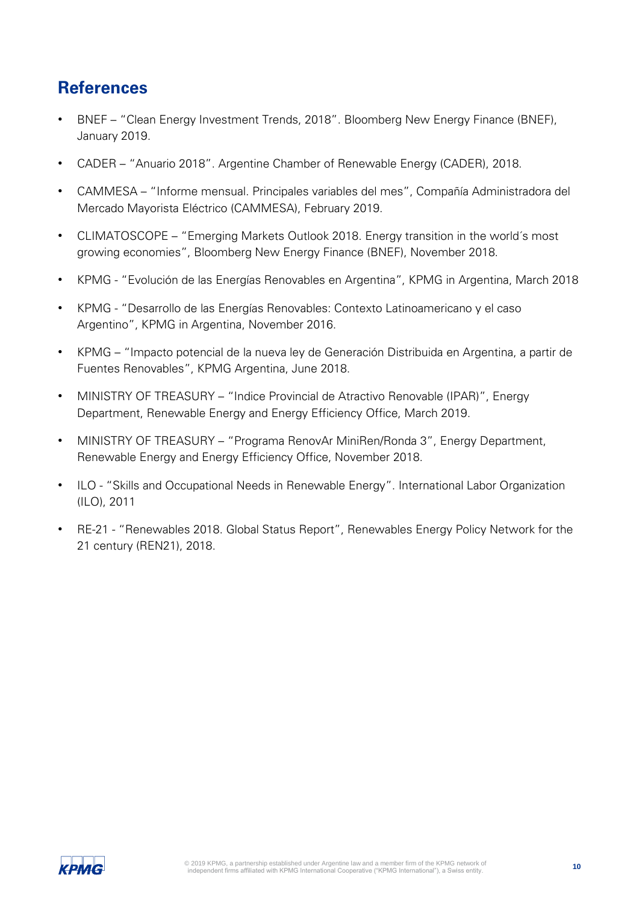## References

- BNEF – "Clean Energy Investment Trends, 2018". Bloomberg New Energy Finance (BNEF), January 2019.
- CADER – "Anuario 2018". Argentine Chamber of Renewable Energy (CADER), 2018.
- CAMMESA – "Informe mensual. Principales variables del mes", Compañía Administradora del Mercado Mayorista Eléctrico (CAMMESA), February 2019.
- CLIMATOSCOPE – "Emerging Markets Outlook 2018. Energy transition in the world´s most growing economies", Bloomberg New Energy Finance (BNEF), November 2018.
- KPMG - "Evolución de las Energías Renovables en Argentina", KPMG in Argentina, March 2018
- KPMG - "Desarrollo de las Energías Renovables: Contexto Latinoamericano y el caso Argentino", KPMG in Argentina, November 2016.
- KPMG – "Impacto potencial de la nueva ley de Generación Distribuida en Argentina, a partir de Fuentes Renovables", KPMG Argentina, June 2018.
- MINISTRY OF TREASURY – "Indice Provincial de Atractivo Renovable (IPAR)", Energy Department, Renewable Energy and Energy Efficiency Office, March 2019.
- MINISTRY OF TREASURY – "Programa RenovAr MiniRen/Ronda 3", Energy Department, Renewable Energy and Energy Efficiency Office, November 2018.
- ILO - "Skills and Occupational Needs in Renewable Energy". International Labor Organization (ILO), 2011
- RE-21 - "Renewables 2018. Global Status Report", Renewables Energy Policy Network for the 21 century (REN21), 2018.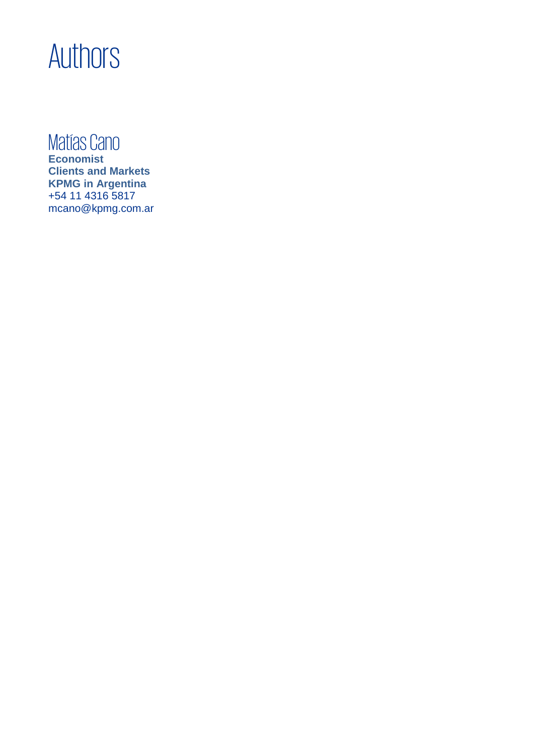# Authors

## Matías Cano

**Economist**
**Clients and Markets**
**KPMG in Argentina**
+54 11 4316 5817
mcano@kpmg.com.ar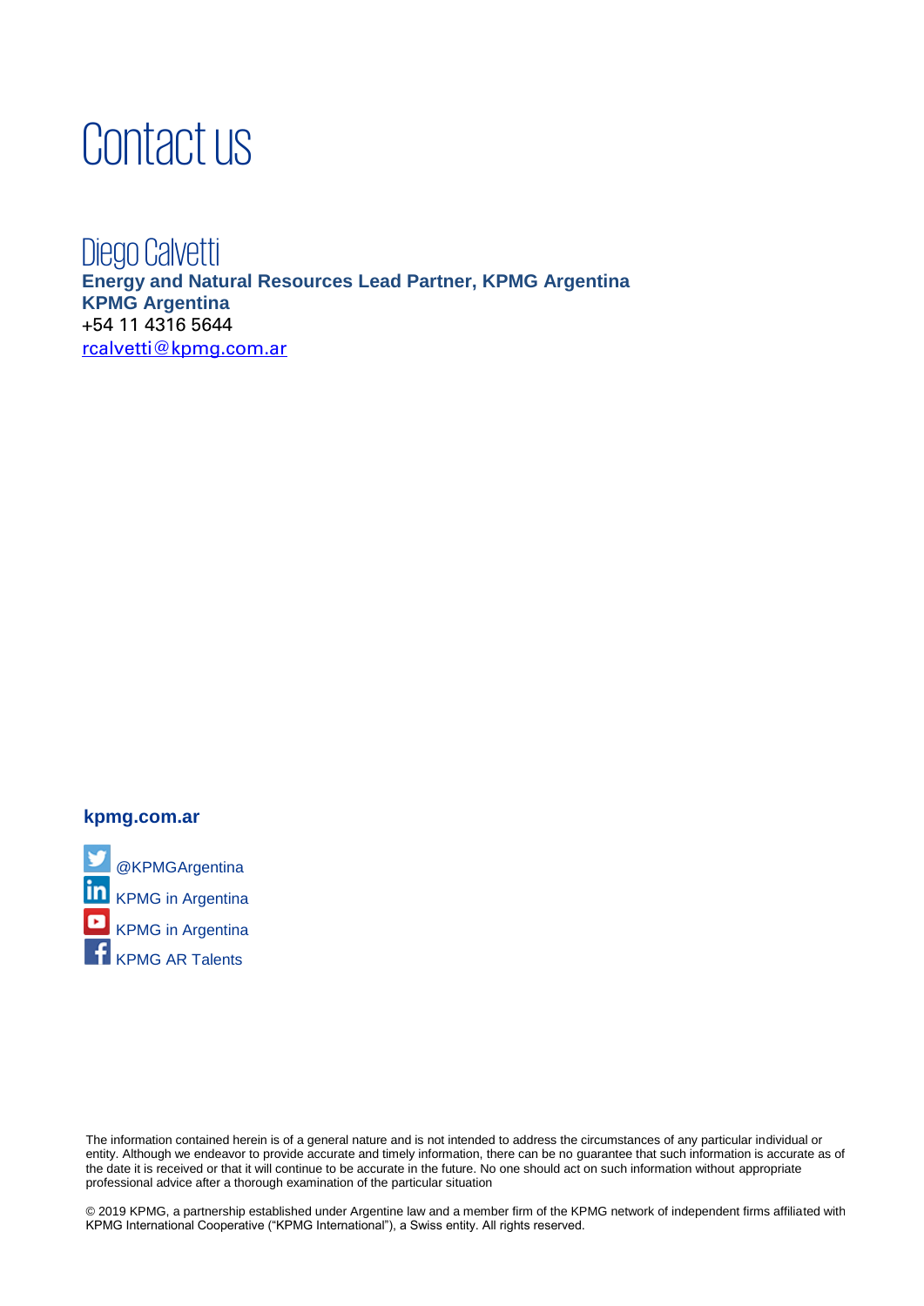# Contact us

## Diego Calvetti

**Energy and Natural Resources Lead Partner, KPMG Argentina**
**KPMG Argentina**
+54 11 4316 5644
rcalvetti@kpmg.com.ar

**kpmg.com.ar**

@KPMGArgentina
KPMG in Argentina
KPMG in Argentina
KPMG AR Talents

The information contained herein is of a general nature and is not intended to address the circumstances of any particular individual or entity. Although we endeavor to provide accurate and timely information, there can be no guarantee that such information is accurate as of the date it is received or that it will continue to be accurate in the future. No one should act on such information without appropriate professional advice after a thorough examination of the particular situation

© 2019 KPMG, a partnership established under Argentine law and a member firm of the KPMG network of independent firms affiliated with KPMG International Cooperative ("KPMG International"), a Swiss entity. All rights reserved.